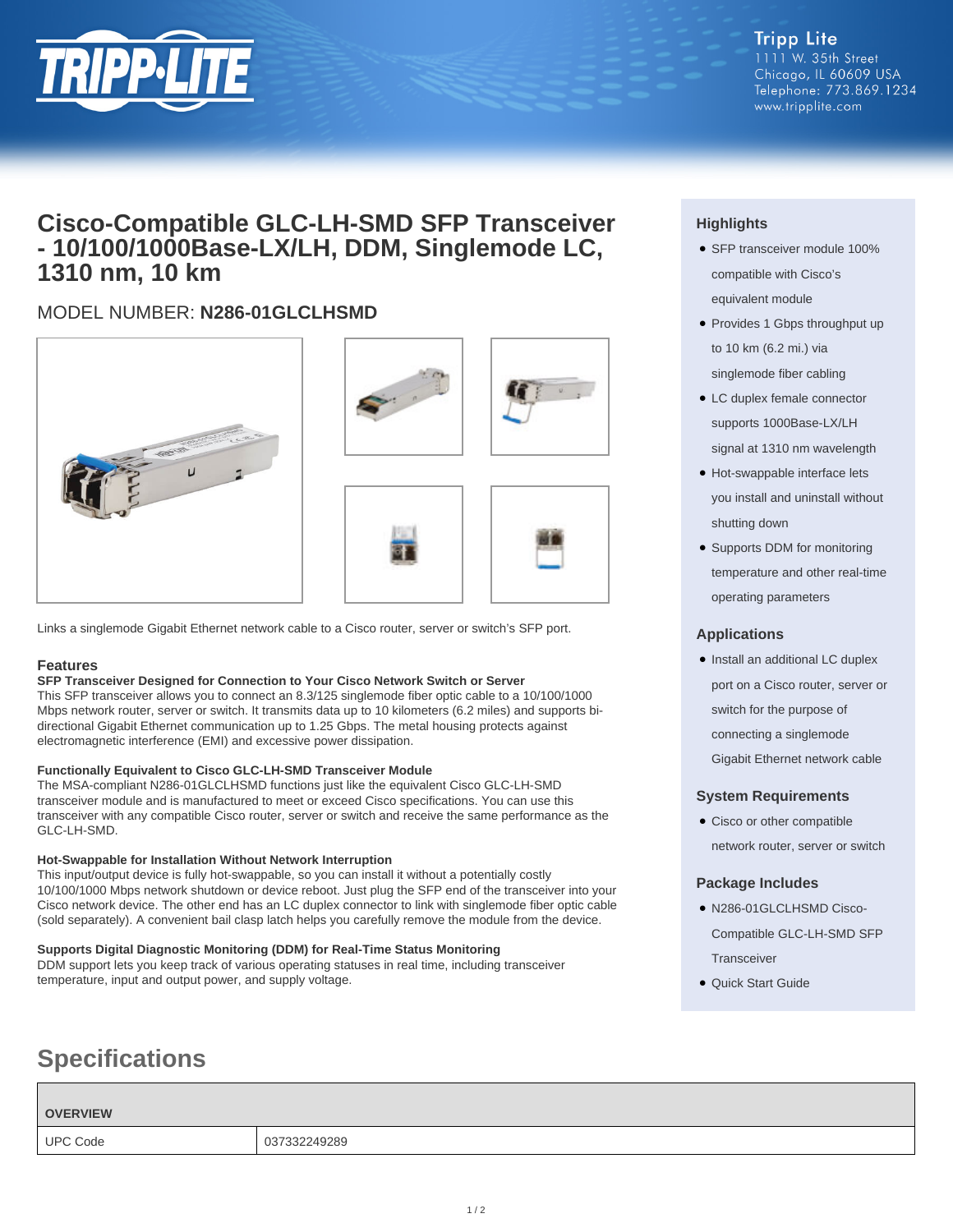Tripp Lite
1111 W. 35th Street
Chicago, IL 60609 USA
Telephone: 773.869.1234
www.tripplite.com

# Cisco-Compatible GLC-LH-SMD SFP Transceiver - 10/100/1000Base-LX/LH, DDM, Singlemode LC, 1310 nm, 10 km

## MODEL NUMBER: **N286-01GLCLHSMD**

Links a singlemode Gigabit Ethernet network cable to a Cisco router, server or switch's SFP port.

## Features

**SFP Transceiver Designed for Connection to Your Cisco Network Switch or Server**

This SFP transceiver allows you to connect an 8.3/125 singlemode fiber optic cable to a 10/100/1000 Mbps network router, server or switch. It transmits data up to 10 kilometers (6.2 miles) and supports bi-directional Gigabit Ethernet communication up to 1.25 Gbps. The metal housing protects against electromagnetic interference (EMI) and excessive power dissipation.

**Functionally Equivalent to Cisco GLC-LH-SMD Transceiver Module**

The MSA-compliant N286-01GLCLHSMD functions just like the equivalent Cisco GLC-LH-SMD transceiver module and is manufactured to meet or exceed Cisco specifications. You can use this transceiver with any compatible Cisco router, server or switch and receive the same performance as the GLC-LH-SMD.

**Hot-Swappable for Installation Without Network Interruption**

This input/output device is fully hot-swappable, so you can install it without a potentially costly 10/100/1000 Mbps network shutdown or device reboot. Just plug the SFP end of the transceiver into your Cisco network device. The other end has an LC duplex connector to link with singlemode fiber optic cable (sold separately). A convenient bail clasp latch helps you carefully remove the module from the device.

**Supports Digital Diagnostic Monitoring (DDM) for Real-Time Status Monitoring**

DDM support lets you keep track of various operating statuses in real time, including transceiver temperature, input and output power, and supply voltage.

## Highlights

- SFP transceiver module 100% compatible with Cisco's equivalent module
- Provides 1 Gbps throughput up to 10 km (6.2 mi.) via singlemode fiber cabling
- LC duplex female connector supports 1000Base-LX/LH signal at 1310 nm wavelength
- Hot-swappable interface lets you install and uninstall without shutting down
- Supports DDM for monitoring temperature and other real-time operating parameters

## Applications

- Install an additional LC duplex port on a Cisco router, server or switch for the purpose of connecting a singlemode Gigabit Ethernet network cable

## System Requirements

- Cisco or other compatible network router, server or switch

## Package Includes

- N286-01GLCLHSMD Cisco-Compatible GLC-LH-SMD SFP Transceiver
- Quick Start Guide

# Specifications

| OVERVIEW | |
|---|---|
| UPC Code | 037332249289 |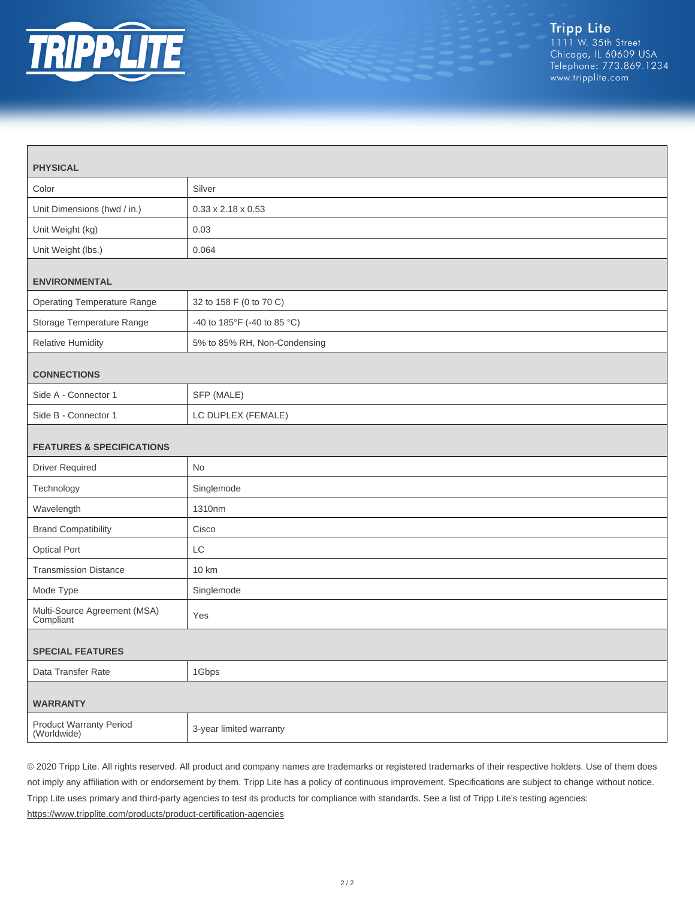Tripp Lite
1111 W. 35th Street
Chicago, IL 60609 USA
Telephone: 773.869.1234
www.tripplite.com

| | |
|---|---|
| **PHYSICAL** | |
| Color | Silver |
| Unit Dimensions (hwd / in.) | 0.33 x 2.18 x 0.53 |
| Unit Weight (kg) | 0.03 |
| Unit Weight (lbs.) | 0.064 |
| **ENVIRONMENTAL** | |
| Operating Temperature Range | 32 to 158 F (0 to 70 C) |
| Storage Temperature Range | -40 to 185°F (-40 to 85 °C) |
| Relative Humidity | 5% to 85% RH, Non-Condensing |
| **CONNECTIONS** | |
| Side A - Connector 1 | SFP (MALE) |
| Side B - Connector 1 | LC DUPLEX (FEMALE) |
| **FEATURES & SPECIFICATIONS** | |
| Driver Required | No |
| Technology | Singlemode |
| Wavelength | 1310nm |
| Brand Compatibility | Cisco |
| Optical Port | LC |
| Transmission Distance | 10 km |
| Mode Type | Singlemode |
| Multi-Source Agreement (MSA) Compliant | Yes |
| **SPECIAL FEATURES** | |
| Data Transfer Rate | 1Gbps |
| **WARRANTY** | |
| Product Warranty Period (Worldwide) | 3-year limited warranty |

© 2020 Tripp Lite. All rights reserved. All product and company names are trademarks or registered trademarks of their respective holders. Use of them does not imply any affiliation with or endorsement by them. Tripp Lite has a policy of continuous improvement. Specifications are subject to change without notice. Tripp Lite uses primary and third-party agencies to test its products for compliance with standards. See a list of Tripp Lite's testing agencies: https://www.tripplite.com/products/product-certification-agencies